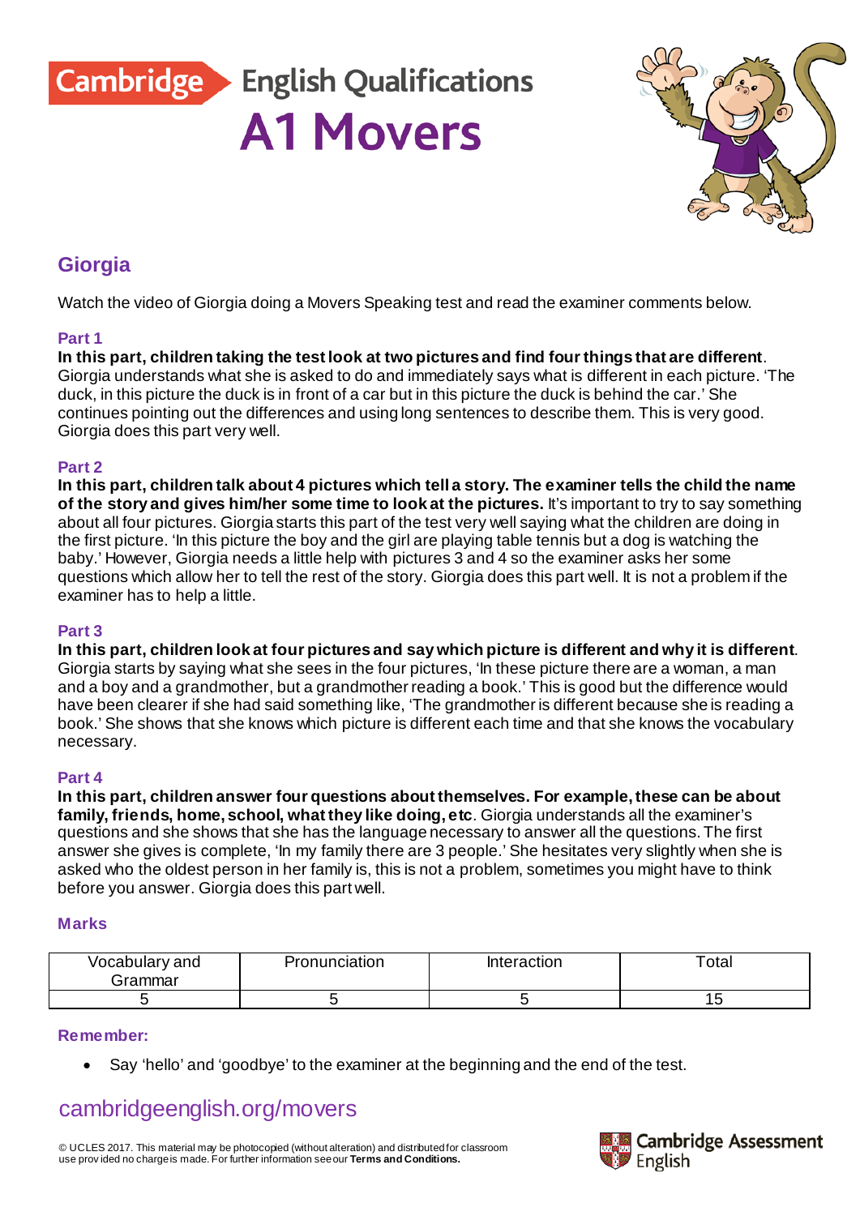Cambridge English Qualifications

# A1 Movers

## Giorgia

Watch the video of Giorgia doing a Movers Speaking test and read the examiner comments below.

### Part 1

**In this part, children taking the test look at two pictures and find four things that are different**. Giorgia understands what she is asked to do and immediately says what is different in each picture. 'The duck, in this picture the duck is in front of a car but in this picture the duck is behind the car.' She continues pointing out the differences and using long sentences to describe them. This is very good. Giorgia does this part very well.

### Part 2

**In this part, children talk about 4 pictures which tell a story. The examiner tells the child the name of the story and gives him/her some time to look at the pictures.** It's important to try to say something about all four pictures. Giorgia starts this part of the test very well saying what the children are doing in the first picture. 'In this picture the boy and the girl are playing table tennis but a dog is watching the baby.' However, Giorgia needs a little help with pictures 3 and 4 so the examiner asks her some questions which allow her to tell the rest of the story. Giorgia does this part well. It is not a problem if the examiner has to help a little.

### Part 3

**In this part, children look at four pictures and say which picture is different and why it is different**. Giorgia starts by saying what she sees in the four pictures, 'In these picture there are a woman, a man and a boy and a grandmother, but a grandmother reading a book.' This is good but the difference would have been clearer if she had said something like, 'The grandmother is different because she is reading a book.' She shows that she knows which picture is different each time and that she knows the vocabulary necessary.

### Part 4

**In this part, children answer four questions about themselves. For example, these can be about family, friends, home, school, what they like doing, etc**. Giorgia understands all the examiner's questions and she shows that she has the language necessary to answer all the questions. The first answer she gives is complete, 'In my family there are 3 people.' She hesitates very slightly when she is asked who the oldest person in her family is, this is not a problem, sometimes you might have to think before you answer. Giorgia does this part well.

### Marks

| Vocabulary and Grammar | Pronunciation | Interaction | Total |
|---|---|---|---|
| 5 | 5 | 5 | 15 |

### Remember:

- Say 'hello' and 'goodbye' to the examiner at the beginning and the end of the test.

cambridgeenglish.org/movers

© UCLES 2017. This material may be photocopied (without alteration) and distributed for classroom use provided no charge is made. For further information see our **Terms and Conditions.**

Cambridge Assessment English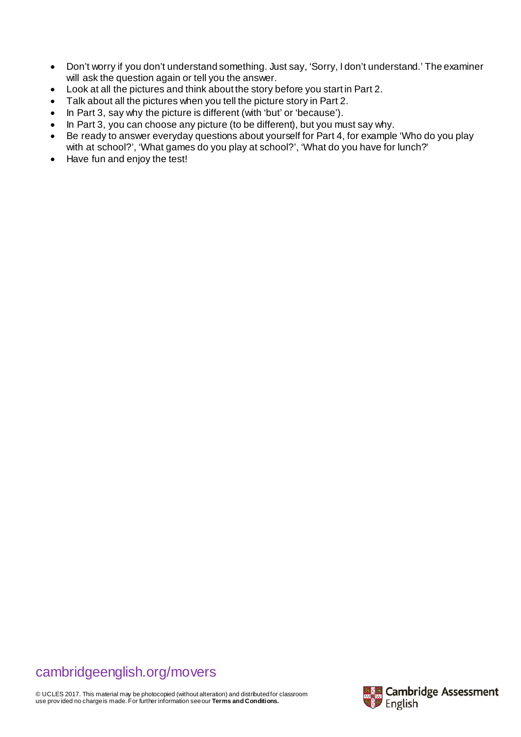- Don't worry if you don't understand something. Just say, 'Sorry, I don't understand.' The examiner will ask the question again or tell you the answer.
- Look at all the pictures and think about the story before you start in Part 2.
- Talk about all the pictures when you tell the picture story in Part 2.
- In Part 3, say why the picture is different (with 'but' or 'because').
- In Part 3, you can choose any picture (to be different), but you must say why.
- Be ready to answer everyday questions about yourself for Part 4, for example 'Who do you play with at school?', 'What games do you play at school?', 'What do you have for lunch?'
- Have fun and enjoy the test!

cambridgeenglish.org/movers

© UCLES 2017. This material may be photocopied (without alteration) and distributed for classroom use provided no charge is made. For further information see our **Terms and Conditions.**